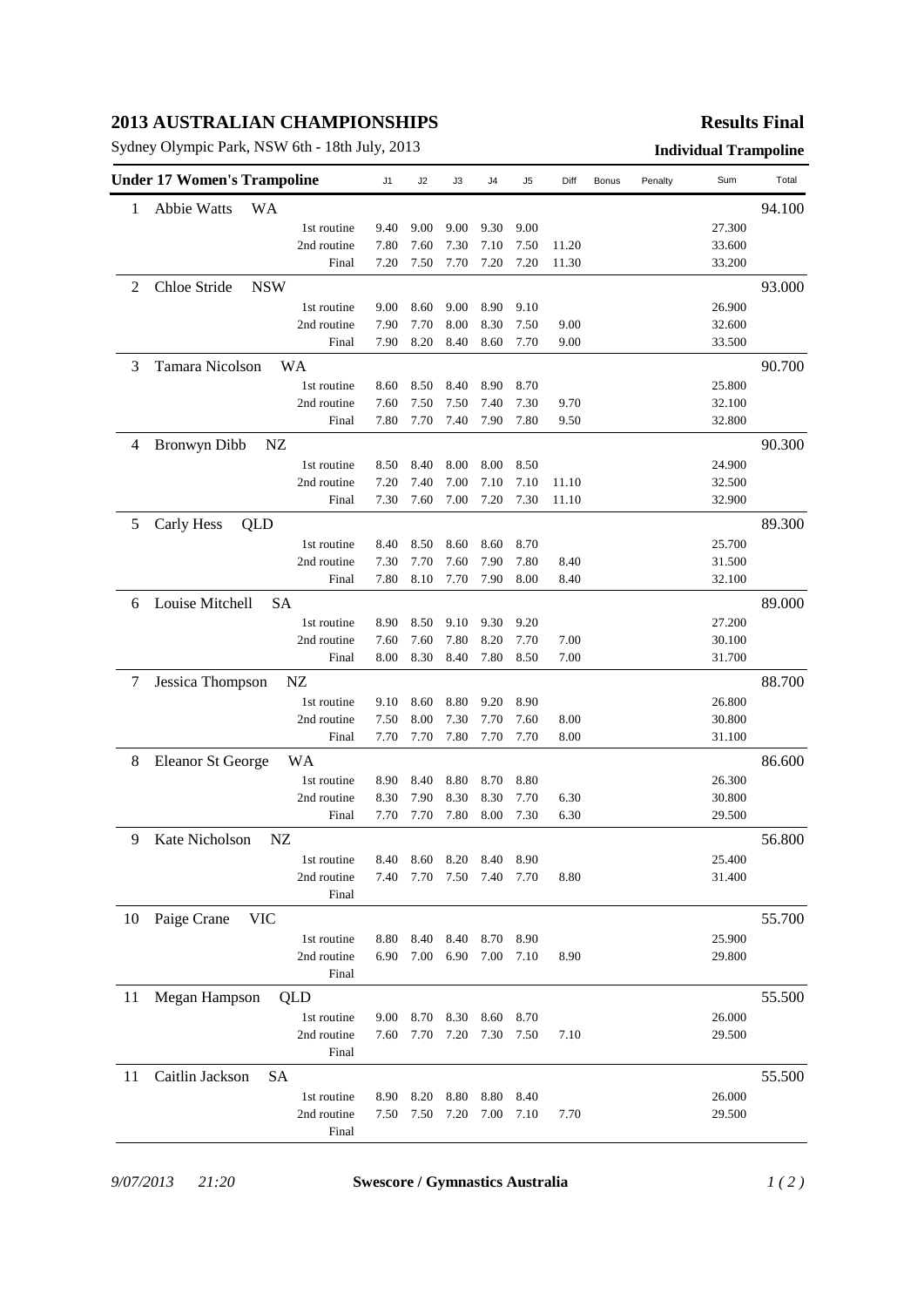# 2013 AUSTRALIAN CHAMPIONSHIPS

**Results Final**

Sydney Olympic Park, NSW 6th - 18th July, 2013

**Individual Trampoline**

| Under 17 Women's Trampoline | | J1 | J2 | J3 | J4 | J5 | Diff | Bonus | Penalty | Sum | Total |
|---|---|---|---|---|---|---|---|---|---|---|---|
| 1 | Abbie Watts WA | | | | | | | | | | 94.100 |
| | 1st routine | 9.40 | 9.00 | 9.00 | 9.30 | 9.00 | | | | 27.300 | |
| | 2nd routine | 7.80 | 7.60 | 7.30 | 7.10 | 7.50 | 11.20 | | | 33.600 | |
| | Final | 7.20 | 7.50 | 7.70 | 7.20 | 7.20 | 11.30 | | | 33.200 | |
| 2 | Chloe Stride NSW | | | | | | | | | | 93.000 |
| | 1st routine | 9.00 | 8.60 | 9.00 | 8.90 | 9.10 | | | | 26.900 | |
| | 2nd routine | 7.90 | 7.70 | 8.00 | 8.30 | 7.50 | 9.00 | | | 32.600 | |
| | Final | 7.90 | 8.20 | 8.40 | 8.60 | 7.70 | 9.00 | | | 33.500 | |
| 3 | Tamara Nicolson WA | | | | | | | | | | 90.700 |
| | 1st routine | 8.60 | 8.50 | 8.40 | 8.90 | 8.70 | | | | 25.800 | |
| | 2nd routine | 7.60 | 7.50 | 7.50 | 7.40 | 7.30 | 9.70 | | | 32.100 | |
| | Final | 7.80 | 7.70 | 7.40 | 7.90 | 7.80 | 9.50 | | | 32.800 | |
| 4 | Bronwyn Dibb NZ | | | | | | | | | | 90.300 |
| | 1st routine | 8.50 | 8.40 | 8.00 | 8.00 | 8.50 | | | | 24.900 | |
| | 2nd routine | 7.20 | 7.40 | 7.00 | 7.10 | 7.10 | 11.10 | | | 32.500 | |
| | Final | 7.30 | 7.60 | 7.00 | 7.20 | 7.30 | 11.10 | | | 32.900 | |
| 5 | Carly Hess QLD | | | | | | | | | | 89.300 |
| | 1st routine | 8.40 | 8.50 | 8.60 | 8.60 | 8.70 | | | | 25.700 | |
| | 2nd routine | 7.30 | 7.70 | 7.60 | 7.90 | 7.80 | 8.40 | | | 31.500 | |
| | Final | 7.80 | 8.10 | 7.70 | 7.90 | 8.00 | 8.40 | | | 32.100 | |
| 6 | Louise Mitchell SA | | | | | | | | | | 89.000 |
| | 1st routine | 8.90 | 8.50 | 9.10 | 9.30 | 9.20 | | | | 27.200 | |
| | 2nd routine | 7.60 | 7.60 | 7.80 | 8.20 | 7.70 | 7.00 | | | 30.100 | |
| | Final | 8.00 | 8.30 | 8.40 | 7.80 | 8.50 | 7.00 | | | 31.700 | |
| 7 | Jessica Thompson NZ | | | | | | | | | | 88.700 |
| | 1st routine | 9.10 | 8.60 | 8.80 | 9.20 | 8.90 | | | | 26.800 | |
| | 2nd routine | 7.50 | 8.00 | 7.30 | 7.70 | 7.60 | 8.00 | | | 30.800 | |
| | Final | 7.70 | 7.70 | 7.80 | 7.70 | 7.70 | 8.00 | | | 31.100 | |
| 8 | Eleanor St George WA | | | | | | | | | | 86.600 |
| | 1st routine | 8.90 | 8.40 | 8.80 | 8.70 | 8.80 | | | | 26.300 | |
| | 2nd routine | 8.30 | 7.90 | 8.30 | 8.30 | 7.70 | 6.30 | | | 30.800 | |
| | Final | 7.70 | 7.70 | 7.80 | 8.00 | 7.30 | 6.30 | | | 29.500 | |
| 9 | Kate Nicholson NZ | | | | | | | | | | 56.800 |
| | 1st routine | 8.40 | 8.60 | 8.20 | 8.40 | 8.90 | | | | 25.400 | |
| | 2nd routine | 7.40 | 7.70 | 7.50 | 7.40 | 7.70 | 8.80 | | | 31.400 | |
| | Final | | | | | | | | | | |
| 10 | Paige Crane VIC | | | | | | | | | | 55.700 |
| | 1st routine | 8.80 | 8.40 | 8.40 | 8.70 | 8.90 | | | | 25.900 | |
| | 2nd routine | 6.90 | 7.00 | 6.90 | 7.00 | 7.10 | 8.90 | | | 29.800 | |
| | Final | | | | | | | | | | |
| 11 | Megan Hampson QLD | | | | | | | | | | 55.500 |
| | 1st routine | 9.00 | 8.70 | 8.30 | 8.60 | 8.70 | | | | 26.000 | |
| | 2nd routine | 7.60 | 7.70 | 7.20 | 7.30 | 7.50 | 7.10 | | | 29.500 | |
| | Final | | | | | | | | | | |
| 11 | Caitlin Jackson SA | | | | | | | | | | 55.500 |
| | 1st routine | 8.90 | 8.20 | 8.80 | 8.80 | 8.40 | | | | 26.000 | |
| | 2nd routine | 7.50 | 7.50 | 7.20 | 7.00 | 7.10 | 7.70 | | | 29.500 | |
| | Final | | | | | | | | | | |

*9/07/2013 21:20* **Swescore / Gymnastics Australia**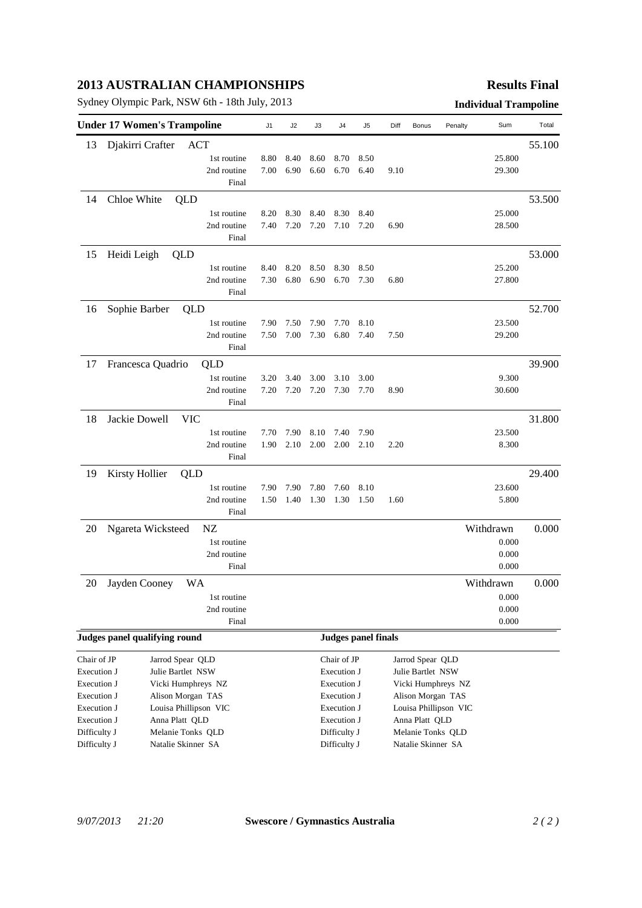# 2013 AUSTRALIAN CHAMPIONSHIPS

**Results Final**

Sydney Olympic Park, NSW 6th - 18th July, 2013

**Individual Trampoline**

| Under 17 Women's Trampoline | | J1 | J2 | J3 | J4 | J5 | Diff | Bonus | Penalty | Sum | Total |
|---|---|---|---|---|---|---|---|---|---|---|---|
| 13 Djakirri Crafter ACT | | | | | | | | | | | 55.100 |
| | 1st routine | 8.80 | 8.40 | 8.60 | 8.70 | 8.50 | | | | 25.800 | |
| | 2nd routine | 7.00 | 6.90 | 6.60 | 6.70 | 6.40 | 9.10 | | | 29.300 | |
| | Final | | | | | | | | | | |
| 14 Chloe White QLD | | | | | | | | | | | 53.500 |
| | 1st routine | 8.20 | 8.30 | 8.40 | 8.30 | 8.40 | | | | 25.000 | |
| | 2nd routine | 7.40 | 7.20 | 7.20 | 7.10 | 7.20 | 6.90 | | | 28.500 | |
| | Final | | | | | | | | | | |
| 15 Heidi Leigh QLD | | | | | | | | | | | 53.000 |
| | 1st routine | 8.40 | 8.20 | 8.50 | 8.30 | 8.50 | | | | 25.200 | |
| | 2nd routine | 7.30 | 6.80 | 6.90 | 6.70 | 7.30 | 6.80 | | | 27.800 | |
| | Final | | | | | | | | | | |
| 16 Sophie Barber QLD | | | | | | | | | | | 52.700 |
| | 1st routine | 7.90 | 7.50 | 7.90 | 7.70 | 8.10 | | | | 23.500 | |
| | 2nd routine | 7.50 | 7.00 | 7.30 | 6.80 | 7.40 | 7.50 | | | 29.200 | |
| | Final | | | | | | | | | | |
| 17 Francesca Quadrio QLD | | | | | | | | | | | 39.900 |
| | 1st routine | 3.20 | 3.40 | 3.00 | 3.10 | 3.00 | | | | 9.300 | |
| | 2nd routine | 7.20 | 7.20 | 7.20 | 7.30 | 7.70 | 8.90 | | | 30.600 | |
| | Final | | | | | | | | | | |
| 18 Jackie Dowell VIC | | | | | | | | | | | 31.800 |
| | 1st routine | 7.70 | 7.90 | 8.10 | 7.40 | 7.90 | | | | 23.500 | |
| | 2nd routine | 1.90 | 2.10 | 2.00 | 2.00 | 2.10 | 2.20 | | | 8.300 | |
| | Final | | | | | | | | | | |
| 19 Kirsty Hollier QLD | | | | | | | | | | | 29.400 |
| | 1st routine | 7.90 | 7.90 | 7.80 | 7.60 | 8.10 | | | | 23.600 | |
| | 2nd routine | 1.50 | 1.40 | 1.30 | 1.30 | 1.50 | 1.60 | | | 5.800 | |
| | Final | | | | | | | | | | |
| 20 Ngareta Wicksteed NZ | | | | | | | | | | Withdrawn | 0.000 |
| | 1st routine | | | | | | | | | 0.000 | |
| | 2nd routine | | | | | | | | | 0.000 | |
| | Final | | | | | | | | | 0.000 | |
| 20 Jayden Cooney WA | | | | | | | | | | Withdrawn | 0.000 |
| | 1st routine | | | | | | | | | 0.000 | |
| | 2nd routine | | | | | | | | | 0.000 | |
| | Final | | | | | | | | | 0.000 | |

| Judges panel qualifying round | | Judges panel finals | |
|---|---|---|---|
| Chair of JP | Jarrod Spear QLD | Chair of JP | Jarrod Spear QLD |
| Execution J | Julie Bartlet NSW | Execution J | Julie Bartlet NSW |
| Execution J | Vicki Humphreys NZ | Execution J | Vicki Humphreys NZ |
| Execution J | Alison Morgan TAS | Execution J | Alison Morgan TAS |
| Execution J | Louisa Phillipson VIC | Execution J | Louisa Phillipson VIC |
| Execution J | Anna Platt QLD | Execution J | Anna Platt QLD |
| Difficulty J | Melanie Tonks QLD | Difficulty J | Melanie Tonks QLD |
| Difficulty J | Natalie Skinner SA | Difficulty J | Natalie Skinner SA |

*9/07/2013 21:20* **Swescore / Gymnastics Australia**